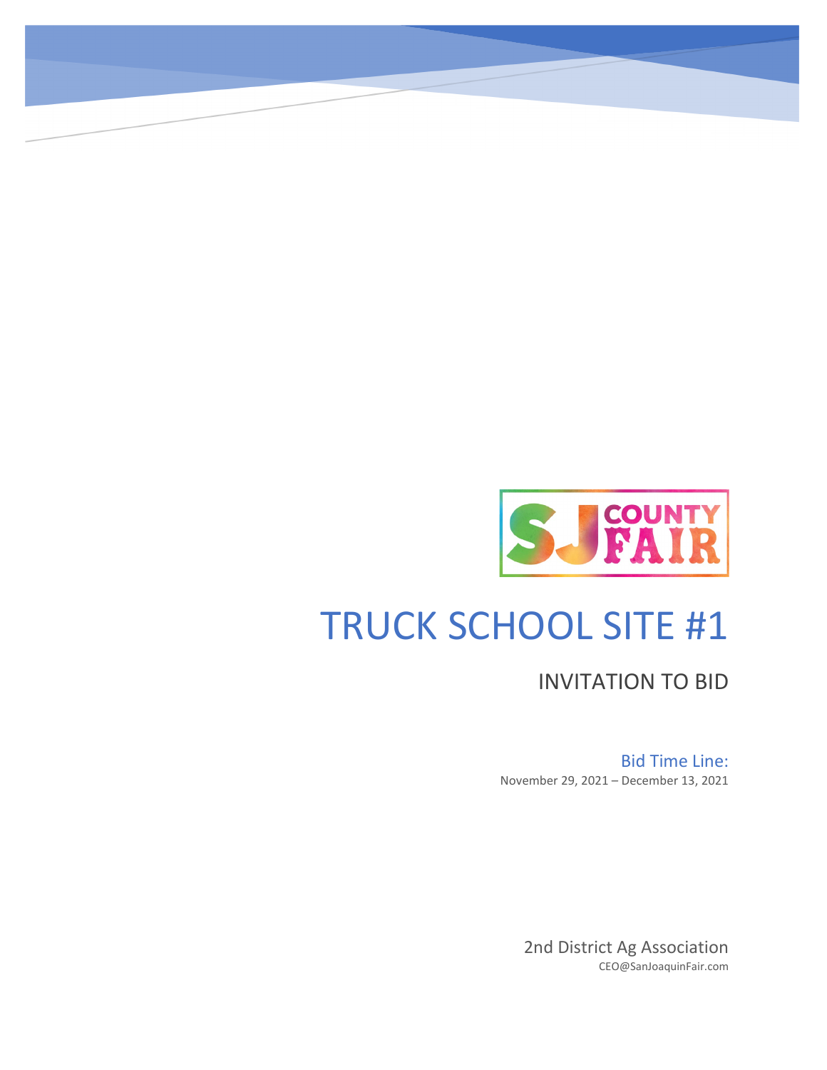SJ COUNTY FAIR

# TRUCK SCHOOL SITE #1

## INVITATION TO BID

Bid Time Line:

November 29, 2021 – December 13, 2021

2nd District Ag Association

CEO@SanJoaquinFair.com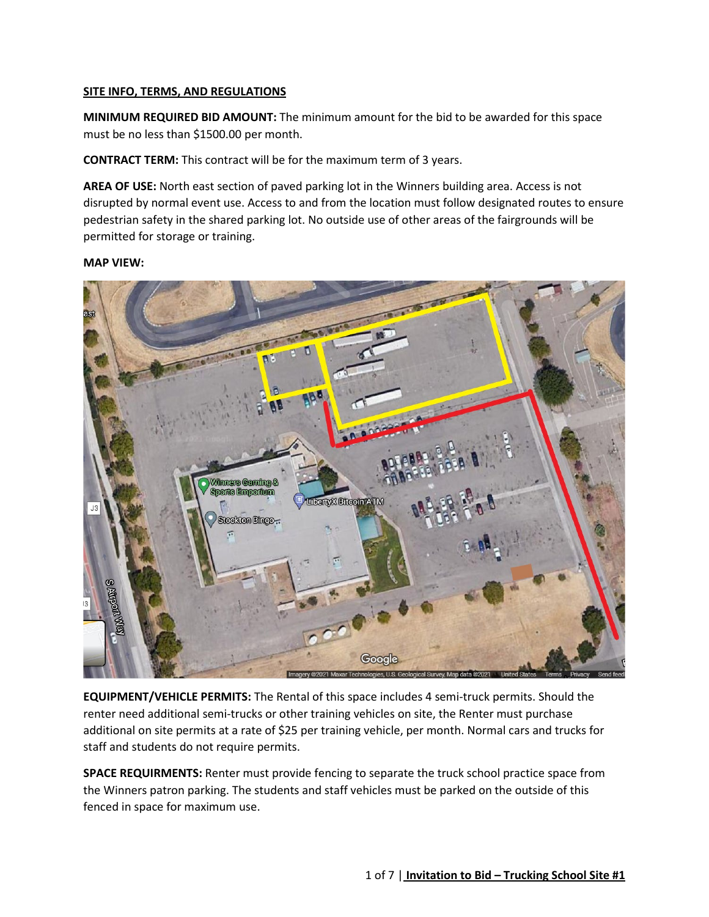**SITE INFO, TERMS, AND REGULATIONS**

**MINIMUM REQUIRED BID AMOUNT:** The minimum amount for the bid to be awarded for this space must be no less than $1500.00 per month.

**CONTRACT TERM:** This contract will be for the maximum term of 3 years.

**AREA OF USE:** North east section of paved parking lot in the Winners building area. Access is not disrupted by normal event use. Access to and from the location must follow designated routes to ensure pedestrian safety in the shared parking lot. No outside use of other areas of the fairgrounds will be permitted for storage or training.

**MAP VIEW:**

**EQUIPMENT/VEHICLE PERMITS:** The Rental of this space includes 4 semi-truck permits. Should the renter need additional semi-trucks or other training vehicles on site, the Renter must purchase additional on site permits at a rate of $25 per training vehicle, per month. Normal cars and trucks for staff and students do not require permits.

**SPACE REQUIRMENTS:** Renter must provide fencing to separate the truck school practice space from the Winners patron parking. The students and staff vehicles must be parked on the outside of this fenced in space for maximum use.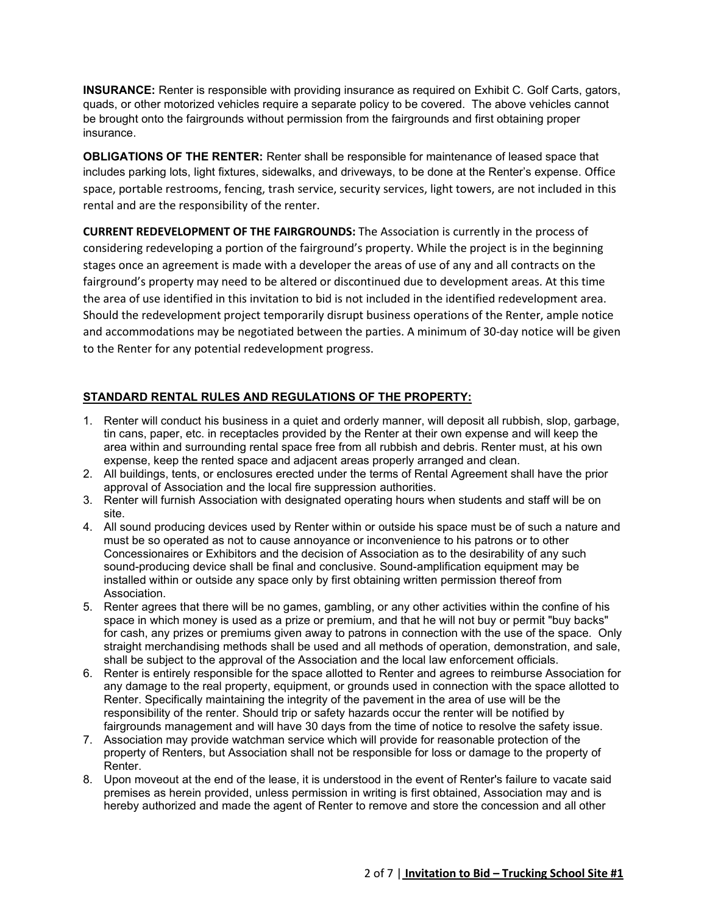**INSURANCE:** Renter is responsible with providing insurance as required on Exhibit C. Golf Carts, gators, quads, or other motorized vehicles require a separate policy to be covered. The above vehicles cannot be brought onto the fairgrounds without permission from the fairgrounds and first obtaining proper insurance.

**OBLIGATIONS OF THE RENTER:** Renter shall be responsible for maintenance of leased space that includes parking lots, light fixtures, sidewalks, and driveways, to be done at the Renter's expense. Office space, portable restrooms, fencing, trash service, security services, light towers, are not included in this rental and are the responsibility of the renter.

**CURRENT REDEVELOPMENT OF THE FAIRGROUNDS:** The Association is currently in the process of considering redeveloping a portion of the fairground's property. While the project is in the beginning stages once an agreement is made with a developer the areas of use of any and all contracts on the fairground's property may need to be altered or discontinued due to development areas. At this time the area of use identified in this invitation to bid is not included in the identified redevelopment area. Should the redevelopment project temporarily disrupt business operations of the Renter, ample notice and accommodations may be negotiated between the parties. A minimum of 30-day notice will be given to the Renter for any potential redevelopment progress.

## STANDARD RENTAL RULES AND REGULATIONS OF THE PROPERTY:

1. Renter will conduct his business in a quiet and orderly manner, will deposit all rubbish, slop, garbage, tin cans, paper, etc. in receptacles provided by the Renter at their own expense and will keep the area within and surrounding rental space free from all rubbish and debris. Renter must, at his own expense, keep the rented space and adjacent areas properly arranged and clean.
2. All buildings, tents, or enclosures erected under the terms of Rental Agreement shall have the prior approval of Association and the local fire suppression authorities.
3. Renter will furnish Association with designated operating hours when students and staff will be on site.
4. All sound producing devices used by Renter within or outside his space must be of such a nature and must be so operated as not to cause annoyance or inconvenience to his patrons or to other Concessionaires or Exhibitors and the decision of Association as to the desirability of any such sound-producing device shall be final and conclusive. Sound-amplification equipment may be installed within or outside any space only by first obtaining written permission thereof from Association.
5. Renter agrees that there will be no games, gambling, or any other activities within the confine of his space in which money is used as a prize or premium, and that he will not buy or permit "buy backs" for cash, any prizes or premiums given away to patrons in connection with the use of the space. Only straight merchandising methods shall be used and all methods of operation, demonstration, and sale, shall be subject to the approval of the Association and the local law enforcement officials.
6. Renter is entirely responsible for the space allotted to Renter and agrees to reimburse Association for any damage to the real property, equipment, or grounds used in connection with the space allotted to Renter. Specifically maintaining the integrity of the pavement in the area of use will be the responsibility of the renter. Should trip or safety hazards occur the renter will be notified by fairgrounds management and will have 30 days from the time of notice to resolve the safety issue.
7. Association may provide watchman service which will provide for reasonable protection of the property of Renters, but Association shall not be responsible for loss or damage to the property of Renter.
8. Upon moveout at the end of the lease, it is understood in the event of Renter's failure to vacate said premises as herein provided, unless permission in writing is first obtained, Association may and is hereby authorized and made the agent of Renter to remove and store the concession and all other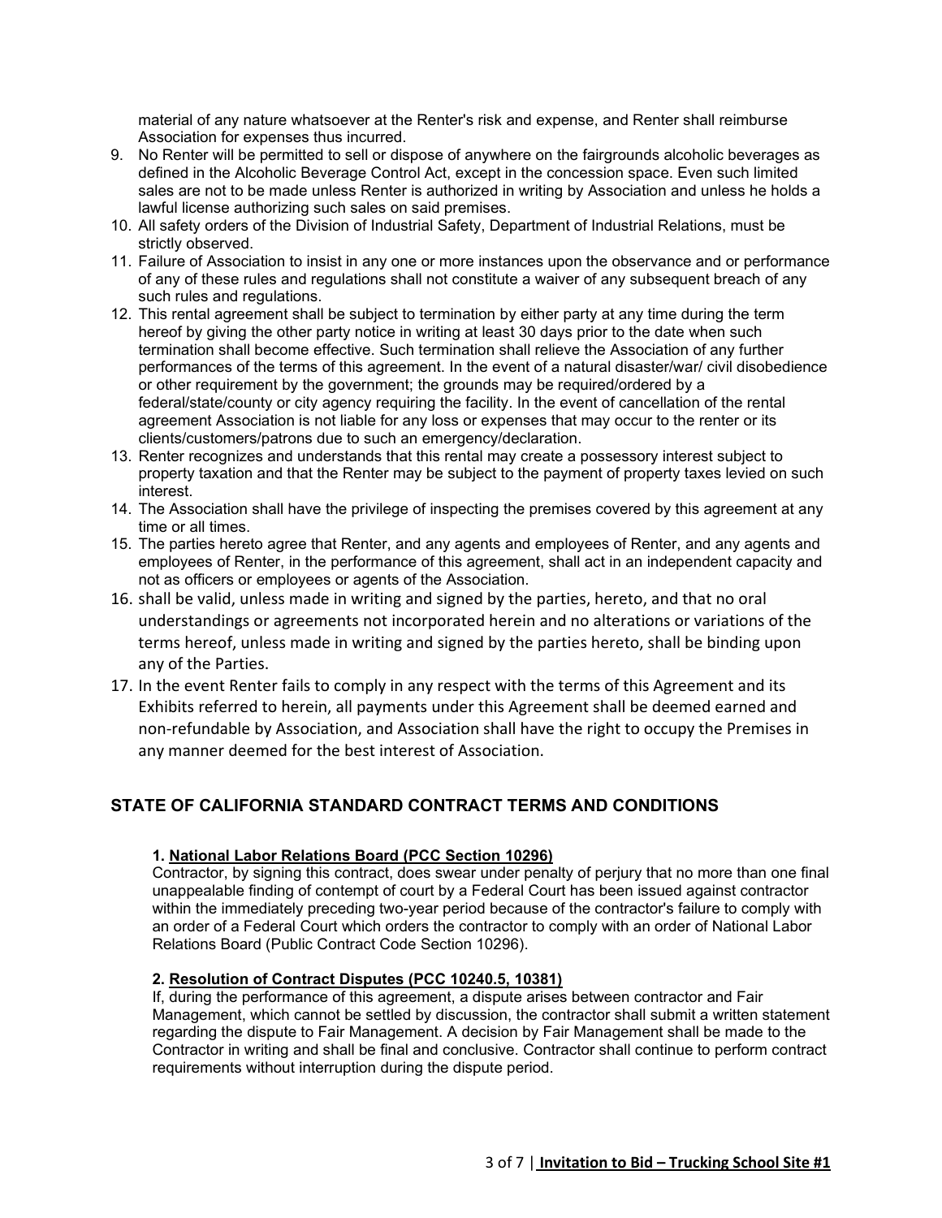material of any nature whatsoever at the Renter's risk and expense, and Renter shall reimburse Association for expenses thus incurred.

9. No Renter will be permitted to sell or dispose of anywhere on the fairgrounds alcoholic beverages as defined in the Alcoholic Beverage Control Act, except in the concession space. Even such limited sales are not to be made unless Renter is authorized in writing by Association and unless he holds a lawful license authorizing such sales on said premises.
10. All safety orders of the Division of Industrial Safety, Department of Industrial Relations, must be strictly observed.
11. Failure of Association to insist in any one or more instances upon the observance and or performance of any of these rules and regulations shall not constitute a waiver of any subsequent breach of any such rules and regulations.
12. This rental agreement shall be subject to termination by either party at any time during the term hereof by giving the other party notice in writing at least 30 days prior to the date when such termination shall become effective. Such termination shall relieve the Association of any further performances of the terms of this agreement. In the event of a natural disaster/war/ civil disobedience or other requirement by the government; the grounds may be required/ordered by a federal/state/county or city agency requiring the facility. In the event of cancellation of the rental agreement Association is not liable for any loss or expenses that may occur to the renter or its clients/customers/patrons due to such an emergency/declaration.
13. Renter recognizes and understands that this rental may create a possessory interest subject to property taxation and that the Renter may be subject to the payment of property taxes levied on such interest.
14. The Association shall have the privilege of inspecting the premises covered by this agreement at any time or all times.
15. The parties hereto agree that Renter, and any agents and employees of Renter, and any agents and employees of Renter, in the performance of this agreement, shall act in an independent capacity and not as officers or employees or agents of the Association.
16. shall be valid, unless made in writing and signed by the parties, hereto, and that no oral understandings or agreements not incorporated herein and no alterations or variations of the terms hereof, unless made in writing and signed by the parties hereto, shall be binding upon any of the Parties.
17. In the event Renter fails to comply in any respect with the terms of this Agreement and its Exhibits referred to herein, all payments under this Agreement shall be deemed earned and non-refundable by Association, and Association shall have the right to occupy the Premises in any manner deemed for the best interest of Association.

## STATE OF CALIFORNIA STANDARD CONTRACT TERMS AND CONDITIONS

**1. National Labor Relations Board (PCC Section 10296)**

Contractor, by signing this contract, does swear under penalty of perjury that no more than one final unappealable finding of contempt of court by a Federal Court has been issued against contractor within the immediately preceding two-year period because of the contractor's failure to comply with an order of a Federal Court which orders the contractor to comply with an order of National Labor Relations Board (Public Contract Code Section 10296).

**2. Resolution of Contract Disputes (PCC 10240.5, 10381)**

If, during the performance of this agreement, a dispute arises between contractor and Fair Management, which cannot be settled by discussion, the contractor shall submit a written statement regarding the dispute to Fair Management. A decision by Fair Management shall be made to the Contractor in writing and shall be final and conclusive. Contractor shall continue to perform contract requirements without interruption during the dispute period.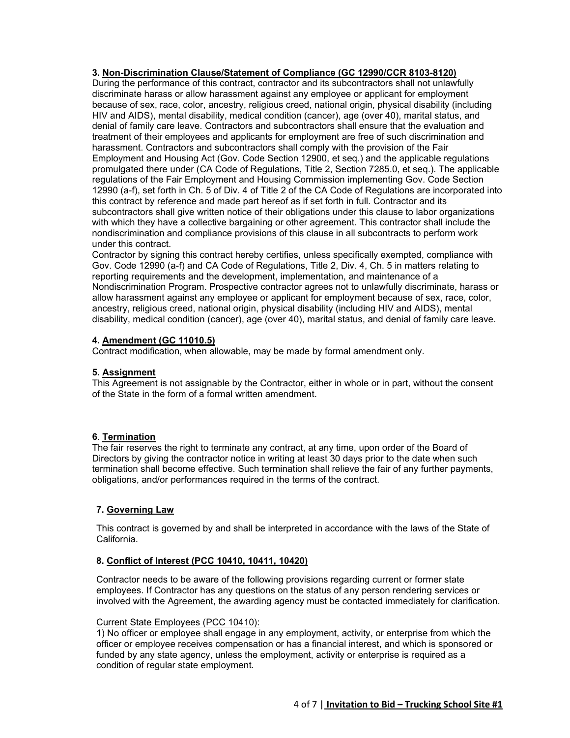**3. Non-Discrimination Clause/Statement of Compliance (GC 12990/CCR 8103-8120)**

During the performance of this contract, contractor and its subcontractors shall not unlawfully discriminate harass or allow harassment against any employee or applicant for employment because of sex, race, color, ancestry, religious creed, national origin, physical disability (including HIV and AIDS), mental disability, medical condition (cancer), age (over 40), marital status, and denial of family care leave. Contractors and subcontractors shall ensure that the evaluation and treatment of their employees and applicants for employment are free of such discrimination and harassment. Contractors and subcontractors shall comply with the provision of the Fair Employment and Housing Act (Gov. Code Section 12900, et seq.) and the applicable regulations promulgated there under (CA Code of Regulations, Title 2, Section 7285.0, et seq.). The applicable regulations of the Fair Employment and Housing Commission implementing Gov. Code Section 12990 (a-f), set forth in Ch. 5 of Div. 4 of Title 2 of the CA Code of Regulations are incorporated into this contract by reference and made part hereof as if set forth in full. Contractor and its subcontractors shall give written notice of their obligations under this clause to labor organizations with which they have a collective bargaining or other agreement. This contractor shall include the nondiscrimination and compliance provisions of this clause in all subcontracts to perform work under this contract.

Contractor by signing this contract hereby certifies, unless specifically exempted, compliance with Gov. Code 12990 (a-f) and CA Code of Regulations, Title 2, Div. 4, Ch. 5 in matters relating to reporting requirements and the development, implementation, and maintenance of a Nondiscrimination Program. Prospective contractor agrees not to unlawfully discriminate, harass or allow harassment against any employee or applicant for employment because of sex, race, color, ancestry, religious creed, national origin, physical disability (including HIV and AIDS), mental disability, medical condition (cancer), age (over 40), marital status, and denial of family care leave.

**4. Amendment (GC 11010.5)**

Contract modification, when allowable, may be made by formal amendment only.

**5. Assignment**

This Agreement is not assignable by the Contractor, either in whole or in part, without the consent of the State in the form of a formal written amendment.

**6. Termination**

The fair reserves the right to terminate any contract, at any time, upon order of the Board of Directors by giving the contractor notice in writing at least 30 days prior to the date when such termination shall become effective. Such termination shall relieve the fair of any further payments, obligations, and/or performances required in the terms of the contract.

**7. Governing Law**

This contract is governed by and shall be interpreted in accordance with the laws of the State of California.

**8. Conflict of Interest (PCC 10410, 10411, 10420)**

Contractor needs to be aware of the following provisions regarding current or former state employees. If Contractor has any questions on the status of any person rendering services or involved with the Agreement, the awarding agency must be contacted immediately for clarification.

Current State Employees (PCC 10410):

1) No officer or employee shall engage in any employment, activity, or enterprise from which the officer or employee receives compensation or has a financial interest, and which is sponsored or funded by any state agency, unless the employment, activity or enterprise is required as a condition of regular state employment.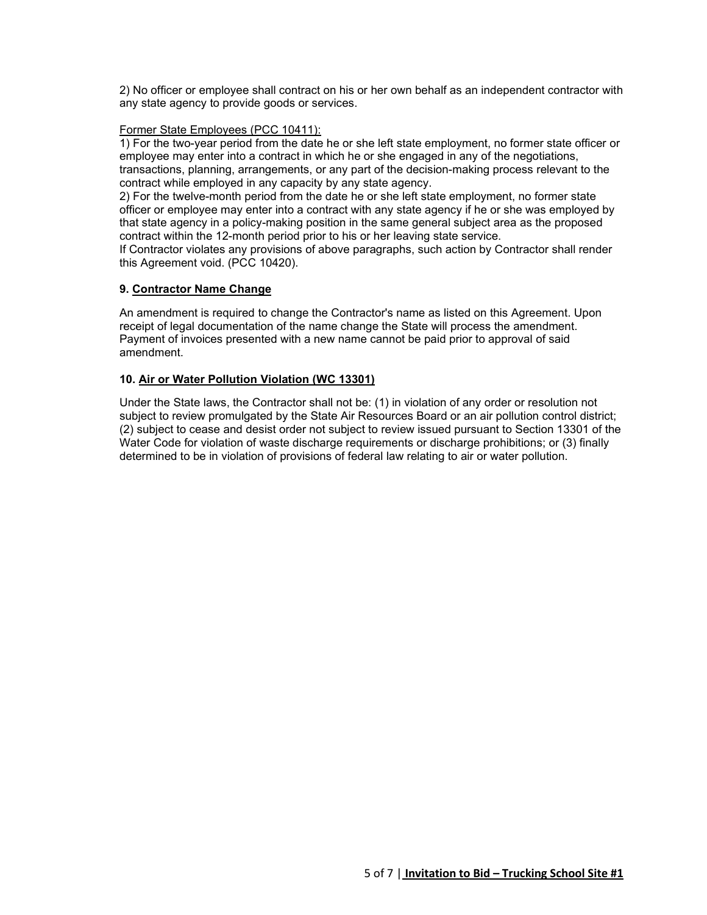2) No officer or employee shall contract on his or her own behalf as an independent contractor with any state agency to provide goods or services.

Former State Employees (PCC 10411):

1) For the two-year period from the date he or she left state employment, no former state officer or employee may enter into a contract in which he or she engaged in any of the negotiations, transactions, planning, arrangements, or any part of the decision-making process relevant to the contract while employed in any capacity by any state agency.

2) For the twelve-month period from the date he or she left state employment, no former state officer or employee may enter into a contract with any state agency if he or she was employed by that state agency in a policy-making position in the same general subject area as the proposed contract within the 12-month period prior to his or her leaving state service.

If Contractor violates any provisions of above paragraphs, such action by Contractor shall render this Agreement void. (PCC 10420).

**9. Contractor Name Change**

An amendment is required to change the Contractor's name as listed on this Agreement. Upon receipt of legal documentation of the name change the State will process the amendment. Payment of invoices presented with a new name cannot be paid prior to approval of said amendment.

**10. Air or Water Pollution Violation (WC 13301)**

Under the State laws, the Contractor shall not be: (1) in violation of any order or resolution not subject to review promulgated by the State Air Resources Board or an air pollution control district; (2) subject to cease and desist order not subject to review issued pursuant to Section 13301 of the Water Code for violation of waste discharge requirements or discharge prohibitions; or (3) finally determined to be in violation of provisions of federal law relating to air or water pollution.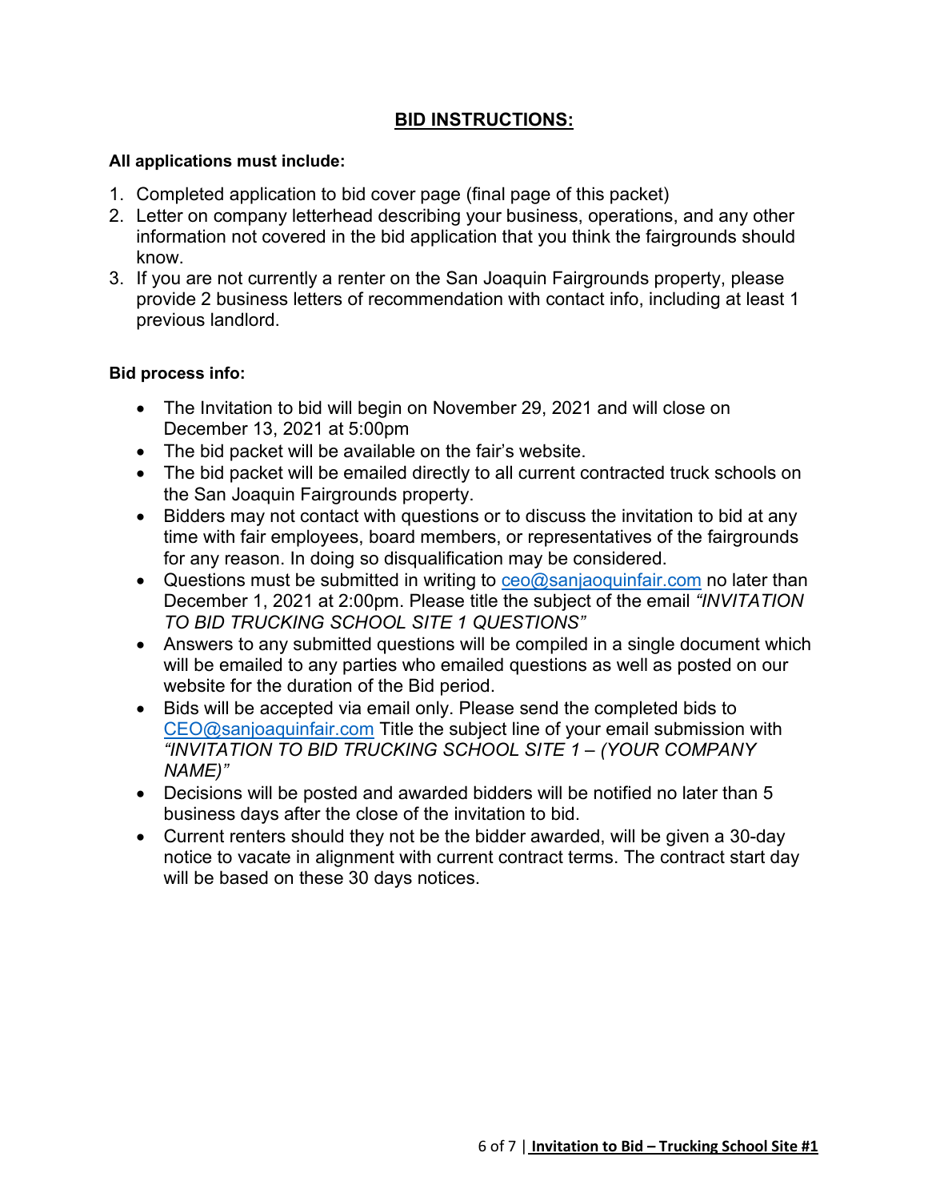## BID INSTRUCTIONS:

**All applications must include:**

1. Completed application to bid cover page (final page of this packet)
2. Letter on company letterhead describing your business, operations, and any other information not covered in the bid application that you think the fairgrounds should know.
3. If you are not currently a renter on the San Joaquin Fairgrounds property, please provide 2 business letters of recommendation with contact info, including at least 1 previous landlord.

**Bid process info:**

- The Invitation to bid will begin on November 29, 2021 and will close on December 13, 2021 at 5:00pm
- The bid packet will be available on the fair's website.
- The bid packet will be emailed directly to all current contracted truck schools on the San Joaquin Fairgrounds property.
- Bidders may not contact with questions or to discuss the invitation to bid at any time with fair employees, board members, or representatives of the fairgrounds for any reason. In doing so disqualification may be considered.
- Questions must be submitted in writing to ceo@sanjaoquinfair.com no later than December 1, 2021 at 2:00pm. Please title the subject of the email *"INVITATION TO BID TRUCKING SCHOOL SITE 1 QUESTIONS"*
- Answers to any submitted questions will be compiled in a single document which will be emailed to any parties who emailed questions as well as posted on our website for the duration of the Bid period.
- Bids will be accepted via email only. Please send the completed bids to CEO@sanjoaquinfair.com Title the subject line of your email submission with *"INVITATION TO BID TRUCKING SCHOOL SITE 1 – (YOUR COMPANY NAME)"*
- Decisions will be posted and awarded bidders will be notified no later than 5 business days after the close of the invitation to bid.
- Current renters should they not be the bidder awarded, will be given a 30-day notice to vacate in alignment with current contract terms. The contract start day will be based on these 30 days notices.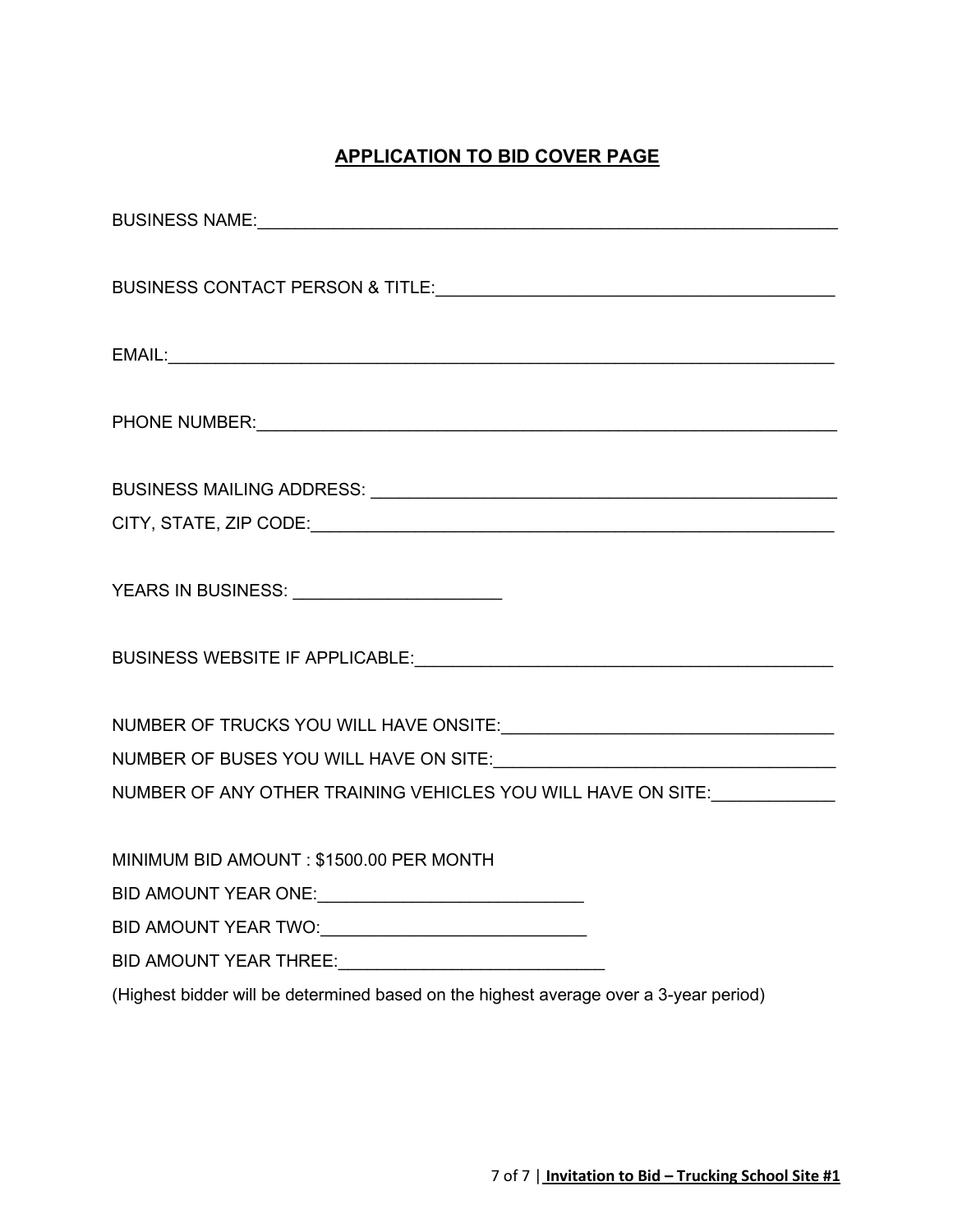# APPLICATION TO BID COVER PAGE

BUSINESS NAME:_______________________________________________________________

BUSINESS CONTACT PERSON & TITLE:_________________________________________

EMAIL:_____________________________________________________________________

PHONE NUMBER:_______________________________________________________________

BUSINESS MAILING ADDRESS: __________________________________________________

CITY, STATE, ZIP CODE:______________________________________________________

YEARS IN BUSINESS: ______________________

BUSINESS WEBSITE IF APPLICABLE:____________________________________________

NUMBER OF TRUCKS YOU WILL HAVE ONSITE:___________________________________

NUMBER OF BUSES YOU WILL HAVE ON SITE:___________________________________

NUMBER OF ANY OTHER TRAINING VEHICLES YOU WILL HAVE ON SITE:____________

MINIMUM BID AMOUNT : $1500.00 PER MONTH

BID AMOUNT YEAR ONE:___________________________

BID AMOUNT YEAR TWO:___________________________

BID AMOUNT YEAR THREE:___________________________

(Highest bidder will be determined based on the highest average over a 3-year period)